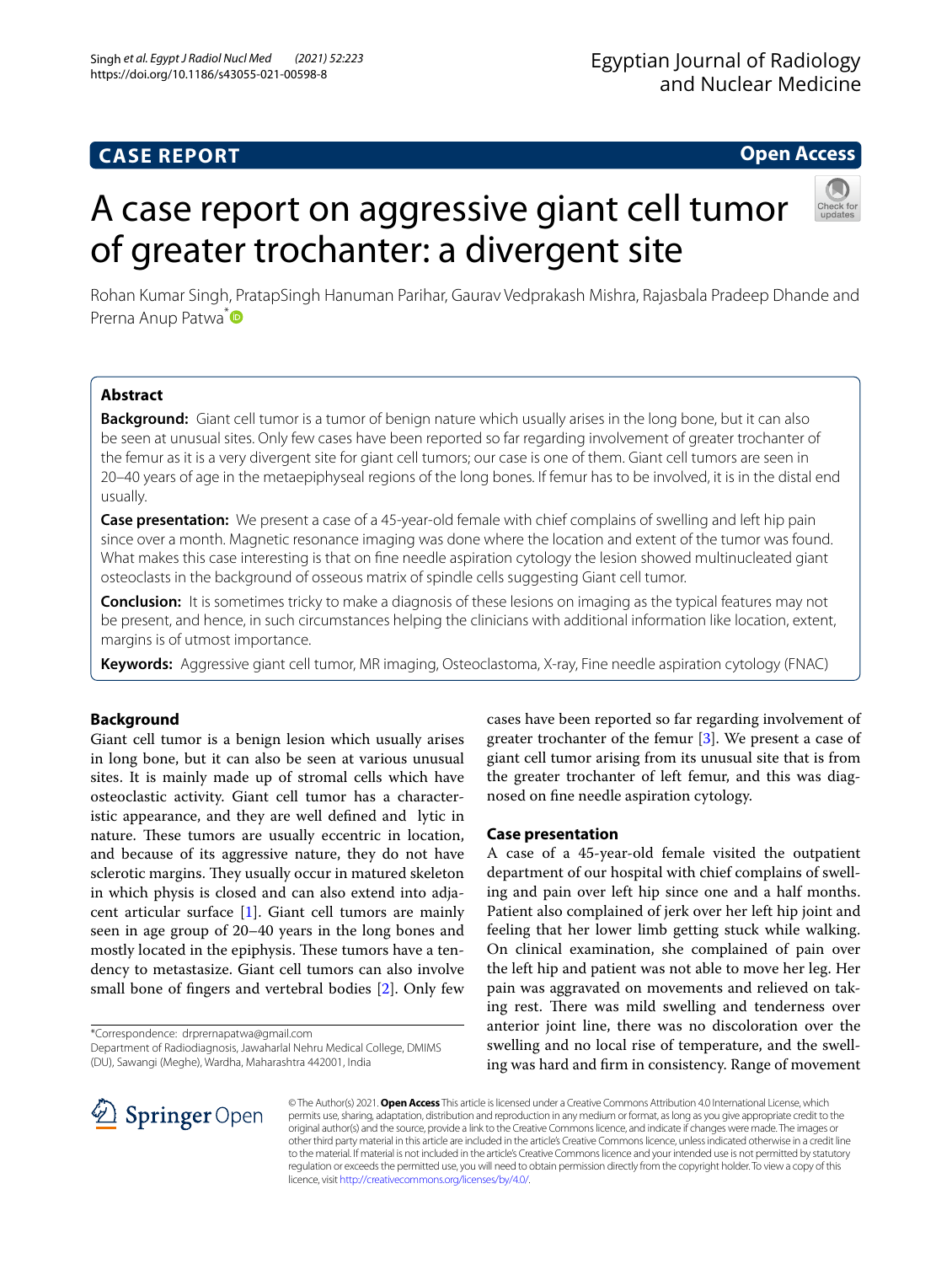## CASE REPORT

**Open Access**

# A case report on aggressive giant cell tumor of greater trochanter: a divergent site

Rohan Kumar Singh, PratapSingh Hanuman Parihar, Gaurav Vedprakash Mishra, Rajasbala Pradeep Dhande and Prerna Anup Patwa*

### Abstract

**Background:** Giant cell tumor is a tumor of benign nature which usually arises in the long bone, but it can also be seen at unusual sites. Only few cases have been reported so far regarding involvement of greater trochanter of the femur as it is a very divergent site for giant cell tumors; our case is one of them. Giant cell tumors are seen in 20–40 years of age in the metaepiphyseal regions of the long bones. If femur has to be involved, it is in the distal end usually.

**Case presentation:** We present a case of a 45-year-old female with chief complains of swelling and left hip pain since over a month. Magnetic resonance imaging was done where the location and extent of the tumor was found. What makes this case interesting is that on fine needle aspiration cytology the lesion showed multinucleated giant osteoclasts in the background of osseous matrix of spindle cells suggesting Giant cell tumor.

**Conclusion:** It is sometimes tricky to make a diagnosis of these lesions on imaging as the typical features may not be present, and hence, in such circumstances helping the clinicians with additional information like location, extent, margins is of utmost importance.

**Keywords:** Aggressive giant cell tumor, MR imaging, Osteoclastoma, X-ray, Fine needle aspiration cytology (FNAC)

## Background

Giant cell tumor is a benign lesion which usually arises in long bone, but it can also be seen at various unusual sites. It is mainly made up of stromal cells which have osteoclastic activity. Giant cell tumor has a characteristic appearance, and they are well defined and lytic in nature. These tumors are usually eccentric in location, and because of its aggressive nature, they do not have sclerotic margins. They usually occur in matured skeleton in which physis is closed and can also extend into adjacent articular surface [1]. Giant cell tumors are mainly seen in age group of 20–40 years in the long bones and mostly located in the epiphysis. These tumors have a tendency to metastasize. Giant cell tumors can also involve small bone of fingers and vertebral bodies [2]. Only few cases have been reported so far regarding involvement of greater trochanter of the femur [3]. We present a case of giant cell tumor arising from its unusual site that is from the greater trochanter of left femur, and this was diagnosed on fine needle aspiration cytology.

## Case presentation

A case of a 45-year-old female visited the outpatient department of our hospital with chief complains of swelling and pain over left hip since one and a half months. Patient also complained of jerk over her left hip joint and feeling that her lower limb getting stuck while walking. On clinical examination, she complained of pain over the left hip and patient was not able to move her leg. Her pain was aggravated on movements and relieved on taking rest. There was mild swelling and tenderness over anterior joint line, there was no discoloration over the swelling and no local rise of temperature, and the swelling was hard and firm in consistency. Range of movement

*Correspondence: drprernapatwa@gmail.com
Department of Radiodiagnosis, Jawaharlal Nehru Medical College, DMIMS (DU), Sawangi (Meghe), Wardha, Maharashtra 442001, India

© The Author(s) 2021. **Open Access** This article is licensed under a Creative Commons Attribution 4.0 International License, which permits use, sharing, adaptation, distribution and reproduction in any medium or format, as long as you give appropriate credit to the original author(s) and the source, provide a link to the Creative Commons licence, and indicate if changes were made. The images or other third party material in this article are included in the article's Creative Commons licence, unless indicated otherwise in a credit line to the material. If material is not included in the article's Creative Commons licence and your intended use is not permitted by statutory regulation or exceeds the permitted use, you will need to obtain permission directly from the copyright holder. To view a copy of this licence, visit http://creativecommons.org/licenses/by/4.0/.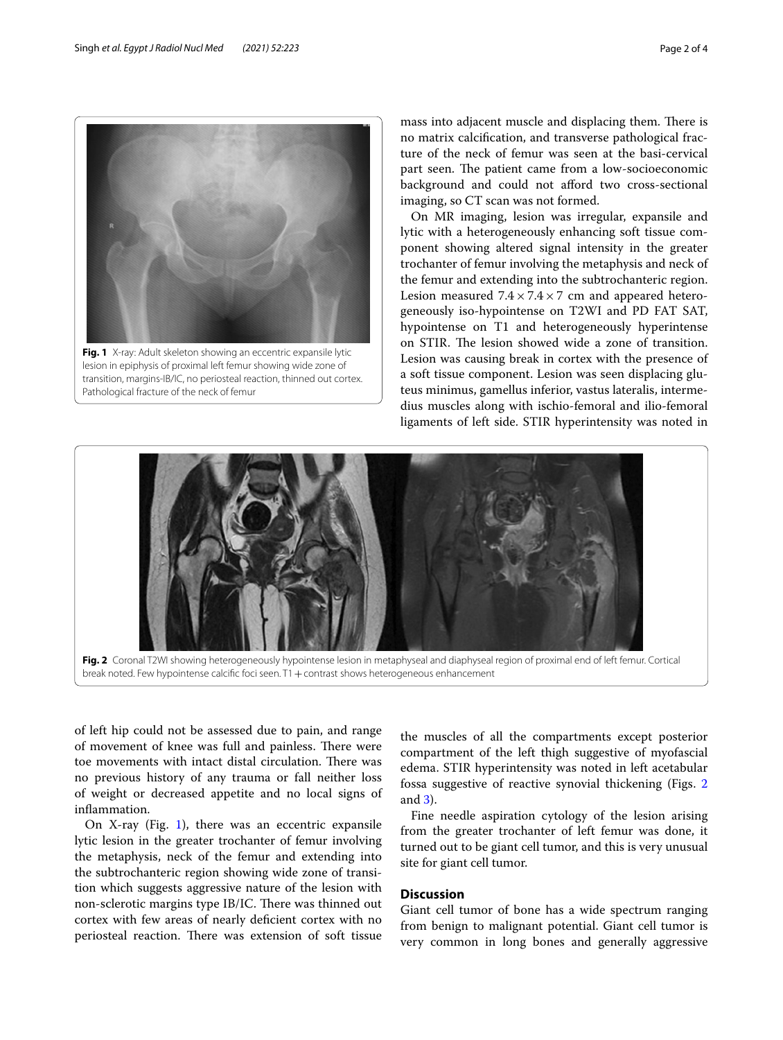**Fig. 1** X-ray: Adult skeleton showing an eccentric expansile lytic lesion in epiphysis of proximal left femur showing wide zone of transition, margins-IB/IC, no periosteal reaction, thinned out cortex. Pathological fracture of the neck of femur

of left hip could not be assessed due to pain, and range of movement of knee was full and painless. There were toe movements with intact distal circulation. There was no previous history of any trauma or fall neither loss of weight or decreased appetite and no local signs of inflammation.

On X-ray (Fig. 1), there was an eccentric expansile lytic lesion in the greater trochanter of femur involving the metaphysis, neck of the femur and extending into the subtrochanteric region showing wide zone of transition which suggests aggressive nature of the lesion with non-sclerotic margins type IB/IC. There was thinned out cortex with few areas of nearly deficient cortex with no periosteal reaction. There was extension of soft tissue mass into adjacent muscle and displacing them. There is no matrix calcification, and transverse pathological fracture of the neck of femur was seen at the basi-cervical part seen. The patient came from a low-socioeconomic background and could not afford two cross-sectional imaging, so CT scan was not formed.

On MR imaging, lesion was irregular, expansile and lytic with a heterogeneously enhancing soft tissue component showing altered signal intensity in the greater trochanter of femur involving the metaphysis and neck of the femur and extending into the subtrochanteric region. Lesion measured $7.4 \times 7.4 \times 7$ cm and appeared heterogeneously iso-hypointense on T2WI and PD FAT SAT, hypointense on T1 and heterogeneously hyperintense on STIR. The lesion showed wide a zone of transition. Lesion was causing break in cortex with the presence of a soft tissue component. Lesion was seen displacing gluteus minimus, gamellus inferior, vastus lateralis, intermedius muscles along with ischio-femoral and ilio-femoral ligaments of left side. STIR hyperintensity was noted in the muscles of all the compartments except posterior compartment of the left thigh suggestive of myofascial edema. STIR hyperintensity was noted in left acetabular fossa suggestive of reactive synovial thickening (Figs. 2 and 3).

**Fig. 2** Coronal T2WI showing heterogeneously hypointense lesion in metaphyseal and diaphyseal region of proximal end of left femur. Cortical break noted. Few hypointense calcific foci seen. T1 + contrast shows heterogeneous enhancement

Fine needle aspiration cytology of the lesion arising from the greater trochanter of left femur was done, it turned out to be giant cell tumor, and this is very unusual site for giant cell tumor.

## Discussion

Giant cell tumor of bone has a wide spectrum ranging from benign to malignant potential. Giant cell tumor is very common in long bones and generally aggressive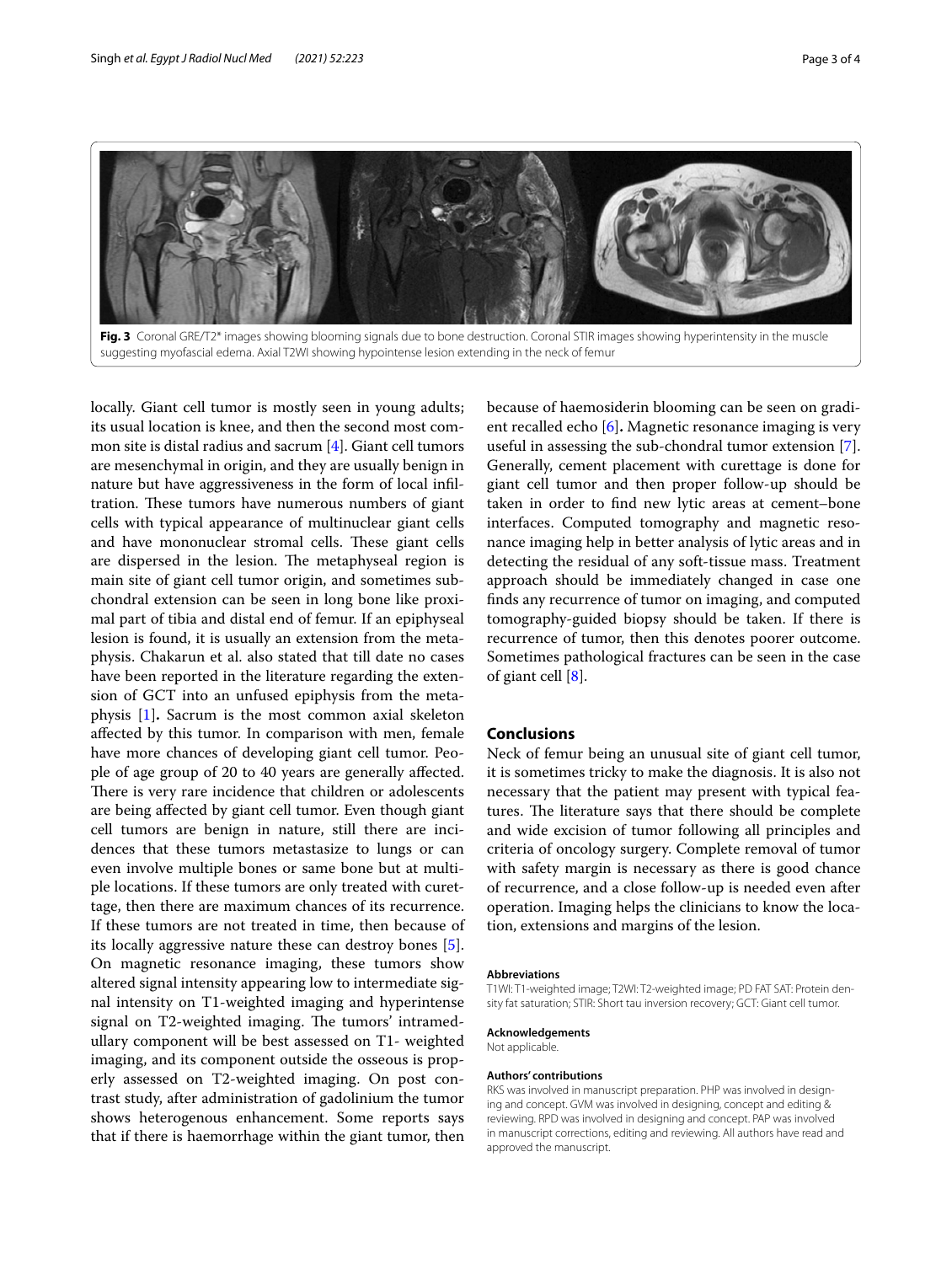**Fig. 3** Coronal GRE/T2* images showing blooming signals due to bone destruction. Coronal STIR images showing hyperintensity in the muscle suggesting myofascial edema. Axial T2WI showing hypointense lesion extending in the neck of femur

locally. Giant cell tumor is mostly seen in young adults; its usual location is knee, and then the second most common site is distal radius and sacrum [4]. Giant cell tumors are mesenchymal in origin, and they are usually benign in nature but have aggressiveness in the form of local infiltration. These tumors have numerous numbers of giant cells with typical appearance of multinuclear giant cells and have mononuclear stromal cells. These giant cells are dispersed in the lesion. The metaphyseal region is main site of giant cell tumor origin, and sometimes subchondral extension can be seen in long bone like proximal part of tibia and distal end of femur. If an epiphyseal lesion is found, it is usually an extension from the metaphysis. Chakarun et al. also stated that till date no cases have been reported in the literature regarding the extension of GCT into an unfused epiphysis from the metaphysis [1]**.** Sacrum is the most common axial skeleton affected by this tumor. In comparison with men, female have more chances of developing giant cell tumor. People of age group of 20 to 40 years are generally affected. There is very rare incidence that children or adolescents are being affected by giant cell tumor. Even though giant cell tumors are benign in nature, still there are incidences that these tumors metastasize to lungs or can even involve multiple bones or same bone but at multiple locations. If these tumors are only treated with curettage, then there are maximum chances of its recurrence. If these tumors are not treated in time, then because of its locally aggressive nature these can destroy bones [5]. On magnetic resonance imaging, these tumors show altered signal intensity appearing low to intermediate signal intensity on T1-weighted imaging and hyperintense signal on T2-weighted imaging. The tumors' intramedullary component will be best assessed on T1- weighted imaging, and its component outside the osseous is properly assessed on T2-weighted imaging. On post contrast study, after administration of gadolinium the tumor shows heterogenous enhancement. Some reports says that if there is haemorrhage within the giant tumor, then because of haemosiderin blooming can be seen on gradient recalled echo [6]**.** Magnetic resonance imaging is very useful in assessing the sub-chondral tumor extension [7]. Generally, cement placement with curettage is done for giant cell tumor and then proper follow-up should be taken in order to find new lytic areas at cement–bone interfaces. Computed tomography and magnetic resonance imaging help in better analysis of lytic areas and in detecting the residual of any soft-tissue mass. Treatment approach should be immediately changed in case one finds any recurrence of tumor on imaging, and computed tomography-guided biopsy should be taken. If there is recurrence of tumor, then this denotes poorer outcome. Sometimes pathological fractures can be seen in the case of giant cell [8]**.**

## Conclusions

Neck of femur being an unusual site of giant cell tumor, it is sometimes tricky to make the diagnosis. It is also not necessary that the patient may present with typical features. The literature says that there should be complete and wide excision of tumor following all principles and criteria of oncology surgery. Complete removal of tumor with safety margin is necessary as there is good chance of recurrence, and a close follow-up is needed even after operation. Imaging helps the clinicians to know the location, extensions and margins of the lesion.

#### Abbreviations

T1WI: T1-weighted image; T2WI: T2-weighted image; PD FAT SAT: Protein density fat saturation; STIR: Short tau inversion recovery; GCT: Giant cell tumor.

#### Acknowledgements

Not applicable.

#### Authors' contributions

RKS was involved in manuscript preparation. PHP was involved in designing and concept. GVM was involved in designing, concept and editing & reviewing. RPD was involved in designing and concept. PAP was involved in manuscript corrections, editing and reviewing. All authors have read and approved the manuscript.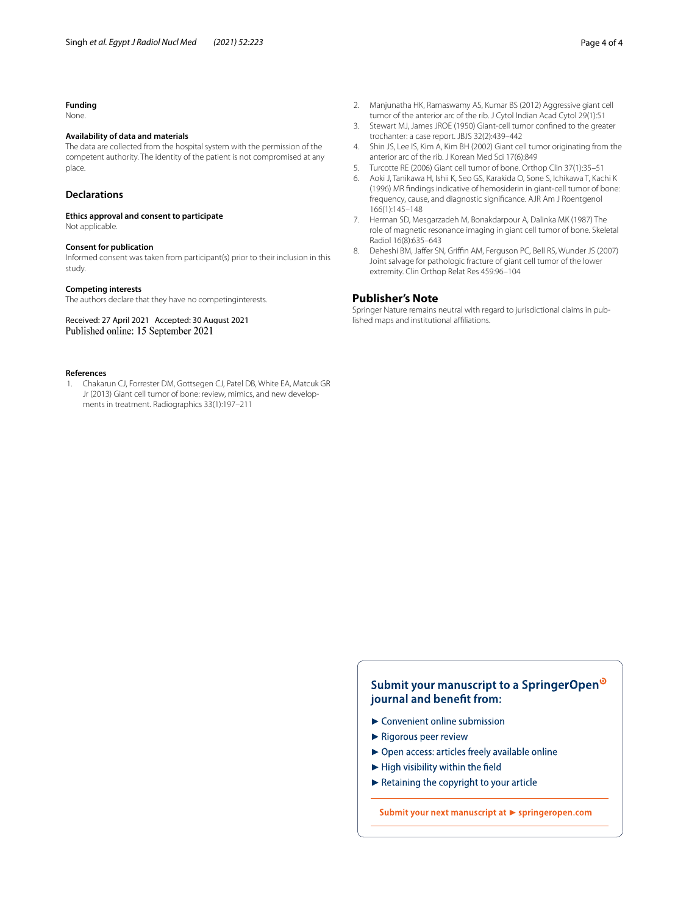#### Funding

None.

#### Availability of data and materials

The data are collected from the hospital system with the permission of the competent authority. The identity of the patient is not compromised at any place.

## Declarations

#### Ethics approval and consent to participate

Not applicable.

#### Consent for publication

Informed consent was taken from participant(s) prior to their inclusion in this study.

#### Competing interests

The authors declare that they have no competinginterests.

Received: 27 April 2021 Accepted: 30 August 2021
Published online: 15 September 2021

#### References

1. Chakarun CJ, Forrester DM, Gottsegen CJ, Patel DB, White EA, Matcuk GR Jr (2013) Giant cell tumor of bone: review, mimics, and new developments in treatment. Radiographics 33(1):197–211
2. Manjunatha HK, Ramaswamy AS, Kumar BS (2012) Aggressive giant cell tumor of the anterior arc of the rib. J Cytol Indian Acad Cytol 29(1):51
3. Stewart MJ, James JROE (1950) Giant-cell tumor confined to the greater trochanter: a case report. JBJS 32(2):439–442
4. Shin JS, Lee IS, Kim A, Kim BH (2002) Giant cell tumor originating from the anterior arc of the rib. J Korean Med Sci 17(6):849
5. Turcotte RE (2006) Giant cell tumor of bone. Orthop Clin 37(1):35–51
6. Aoki J, Tanikawa H, Ishii K, Seo GS, Karakida O, Sone S, Ichikawa T, Kachi K (1996) MR findings indicative of hemosiderin in giant-cell tumor of bone: frequency, cause, and diagnostic significance. AJR Am J Roentgenol 166(1):145–148
7. Herman SD, Mesgarzadeh M, Bonakdarpour A, Dalinka MK (1987) The role of magnetic resonance imaging in giant cell tumor of bone. Skeletal Radiol 16(8):635–643
8. Deheshi BM, Jaffer SN, Griffin AM, Ferguson PC, Bell RS, Wunder JS (2007) Joint salvage for pathologic fracture of giant cell tumor of the lower extremity. Clin Orthop Relat Res 459:96–104

## Publisher's Note

Springer Nature remains neutral with regard to jurisdictional claims in published maps and institutional affiliations.

**Submit your manuscript to a SpringerOpen journal and benefit from:**

- ▶ Convenient online submission
- ▶ Rigorous peer review
- ▶ Open access: articles freely available online
- ▶ High visibility within the field
- ▶ Retaining the copyright to your article

**Submit your next manuscript at ▶ springeropen.com**